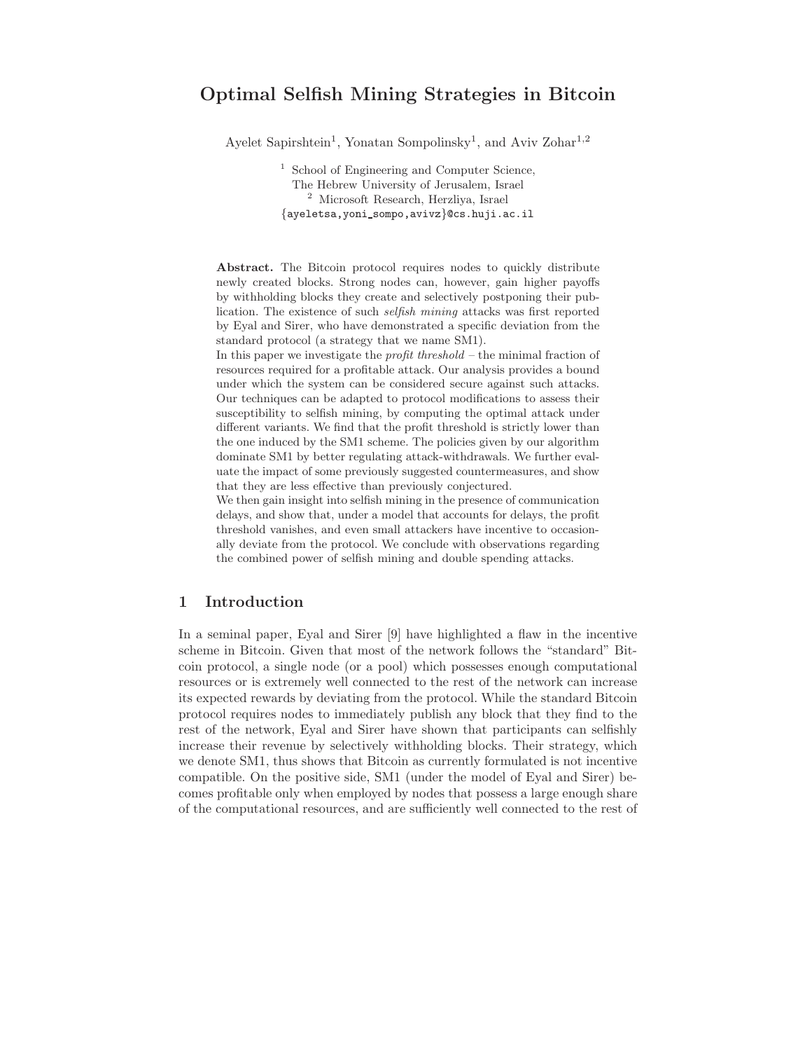# Optimal Selfish Mining Strategies in Bitcoin

Ayelet Sapirshtein[1], Yonatan Sompolinsky[1], and Aviv Zohar[1,2]

[1] School of Engineering and Computer Science,
The Hebrew University of Jerusalem, Israel
[2] Microsoft Research, Herzliya, Israel
{ayeletsa,yoni_sompo,avivz}@cs.huji.ac.il

**Abstract.** The Bitcoin protocol requires nodes to quickly distribute newly created blocks. Strong nodes can, however, gain higher payoffs by withholding blocks they create and selectively postponing their publication. The existence of such *selfish mining* attacks was first reported by Eyal and Sirer, who have demonstrated a specific deviation from the standard protocol (a strategy that we name SM1).
In this paper we investigate the *profit threshold* – the minimal fraction of resources required for a profitable attack. Our analysis provides a bound under which the system can be considered secure against such attacks. Our techniques can be adapted to protocol modifications to assess their susceptibility to selfish mining, by computing the optimal attack under different variants. We find that the profit threshold is strictly lower than the one induced by the SM1 scheme. The policies given by our algorithm dominate SM1 by better regulating attack-withdrawals. We further evaluate the impact of some previously suggested countermeasures, and show that they are less effective than previously conjectured.
We then gain insight into selfish mining in the presence of communication delays, and show that, under a model that accounts for delays, the profit threshold vanishes, and even small attackers have incentive to occasionally deviate from the protocol. We conclude with observations regarding the combined power of selfish mining and double spending attacks.

## 1 Introduction

In a seminal paper, Eyal and Sirer [9] have highlighted a flaw in the incentive scheme in Bitcoin. Given that most of the network follows the "standard" Bitcoin protocol, a single node (or a pool) which possesses enough computational resources or is extremely well connected to the rest of the network can increase its expected rewards by deviating from the protocol. While the standard Bitcoin protocol requires nodes to immediately publish any block that they find to the rest of the network, Eyal and Sirer have shown that participants can selfishly increase their revenue by selectively withholding blocks. Their strategy, which we denote SM1, thus shows that Bitcoin as currently formulated is not incentive compatible. On the positive side, SM1 (under the model of Eyal and Sirer) becomes profitable only when employed by nodes that possess a large enough share of the computational resources, and are sufficiently well connected to the rest of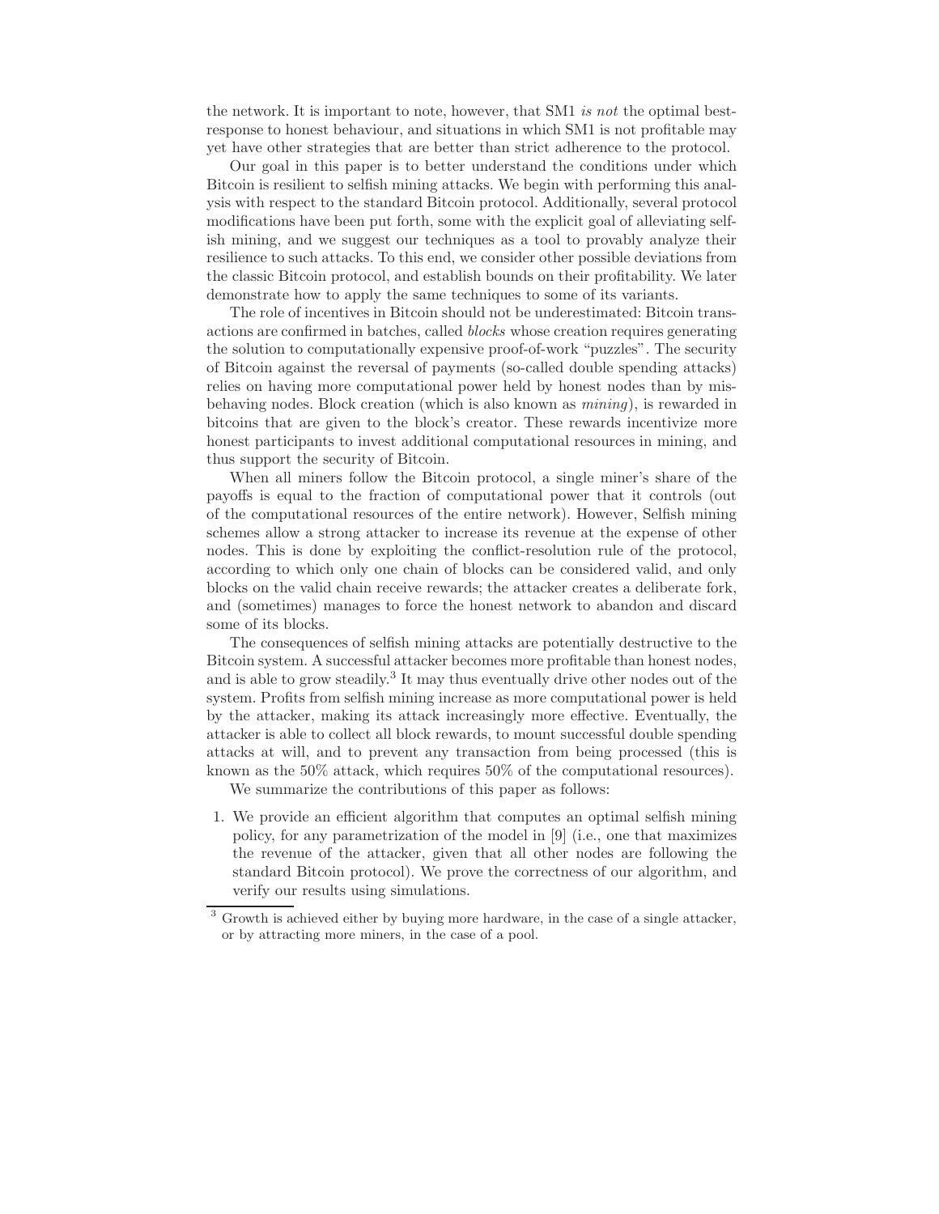the network. It is important to note, however, that SM1 *is not* the optimal best-response to honest behaviour, and situations in which SM1 is not profitable may yet have other strategies that are better than strict adherence to the protocol.

Our goal in this paper is to better understand the conditions under which Bitcoin is resilient to selfish mining attacks. We begin with performing this analysis with respect to the standard Bitcoin protocol. Additionally, several protocol modifications have been put forth, some with the explicit goal of alleviating selfish mining, and we suggest our techniques as a tool to provably analyze their resilience to such attacks. To this end, we consider other possible deviations from the classic Bitcoin protocol, and establish bounds on their profitability. We later demonstrate how to apply the same techniques to some of its variants.

The role of incentives in Bitcoin should not be underestimated: Bitcoin transactions are confirmed in batches, called *blocks* whose creation requires generating the solution to computationally expensive proof-of-work "puzzles". The security of Bitcoin against the reversal of payments (so-called double spending attacks) relies on having more computational power held by honest nodes than by misbehaving nodes. Block creation (which is also known as *mining*), is rewarded in bitcoins that are given to the block's creator. These rewards incentivize more honest participants to invest additional computational resources in mining, and thus support the security of Bitcoin.

When all miners follow the Bitcoin protocol, a single miner's share of the payoffs is equal to the fraction of computational power that it controls (out of the computational resources of the entire network). However, Selfish mining schemes allow a strong attacker to increase its revenue at the expense of other nodes. This is done by exploiting the conflict-resolution rule of the protocol, according to which only one chain of blocks can be considered valid, and only blocks on the valid chain receive rewards; the attacker creates a deliberate fork, and (sometimes) manages to force the honest network to abandon and discard some of its blocks.

The consequences of selfish mining attacks are potentially destructive to the Bitcoin system. A successful attacker becomes more profitable than honest nodes, and is able to grow steadily.[3] It may thus eventually drive other nodes out of the system. Profits from selfish mining increase as more computational power is held by the attacker, making its attack increasingly more effective. Eventually, the attacker is able to collect all block rewards, to mount successful double spending attacks at will, and to prevent any transaction from being processed (this is known as the 50% attack, which requires 50% of the computational resources).

We summarize the contributions of this paper as follows:

1. We provide an efficient algorithm that computes an optimal selfish mining policy, for any parametrization of the model in [9] (i.e., one that maximizes the revenue of the attacker, given that all other nodes are following the standard Bitcoin protocol). We prove the correctness of our algorithm, and verify our results using simulations.

[3] Growth is achieved either by buying more hardware, in the case of a single attacker, or by attracting more miners, in the case of a pool.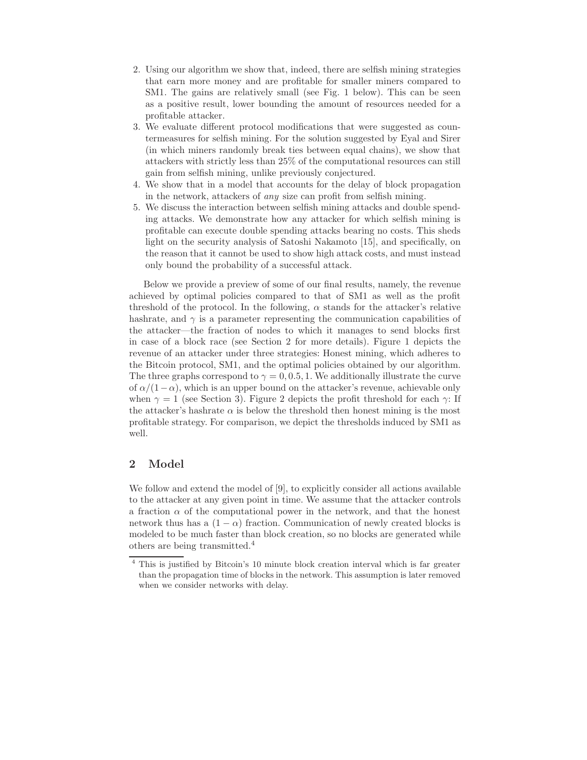2. Using our algorithm we show that, indeed, there are selfish mining strategies that earn more money and are profitable for smaller miners compared to SM1. The gains are relatively small (see Fig. 1 below). This can be seen as a positive result, lower bounding the amount of resources needed for a profitable attacker.
3. We evaluate different protocol modifications that were suggested as countermeasures for selfish mining. For the solution suggested by Eyal and Sirer (in which miners randomly break ties between equal chains), we show that attackers with strictly less than 25% of the computational resources can still gain from selfish mining, unlike previously conjectured.
4. We show that in a model that accounts for the delay of block propagation in the network, attackers of *any* size can profit from selfish mining.
5. We discuss the interaction between selfish mining attacks and double spending attacks. We demonstrate how any attacker for which selfish mining is profitable can execute double spending attacks bearing no costs. This sheds light on the security analysis of Satoshi Nakamoto [15], and specifically, on the reason that it cannot be used to show high attack costs, and must instead only bound the probability of a successful attack.

Below we provide a preview of some of our final results, namely, the revenue achieved by optimal policies compared to that of SM1 as well as the profit threshold of the protocol. In the following, $\alpha$ stands for the attacker's relative hashrate, and $\gamma$ is a parameter representing the communication capabilities of the attacker—the fraction of nodes to which it manages to send blocks first in case of a block race (see Section 2 for more details). Figure 1 depicts the revenue of an attacker under three strategies: Honest mining, which adheres to the Bitcoin protocol, SM1, and the optimal policies obtained by our algorithm. The three graphs correspond to $\gamma = 0, 0.5, 1$. We additionally illustrate the curve of $\alpha/(1-\alpha)$, which is an upper bound on the attacker's revenue, achievable only when $\gamma = 1$ (see Section 3). Figure 2 depicts the profit threshold for each $\gamma$: If the attacker's hashrate $\alpha$ is below the threshold then honest mining is the most profitable strategy. For comparison, we depict the thresholds induced by SM1 as well.

## 2 Model

We follow and extend the model of [9], to explicitly consider all actions available to the attacker at any given point in time. We assume that the attacker controls a fraction $\alpha$ of the computational power in the network, and that the honest network thus has a $(1-\alpha)$ fraction. Communication of newly created blocks is modeled to be much faster than block creation, so no blocks are generated while others are being transmitted.[4]

[4] This is justified by Bitcoin's 10 minute block creation interval which is far greater than the propagation time of blocks in the network. This assumption is later removed when we consider networks with delay.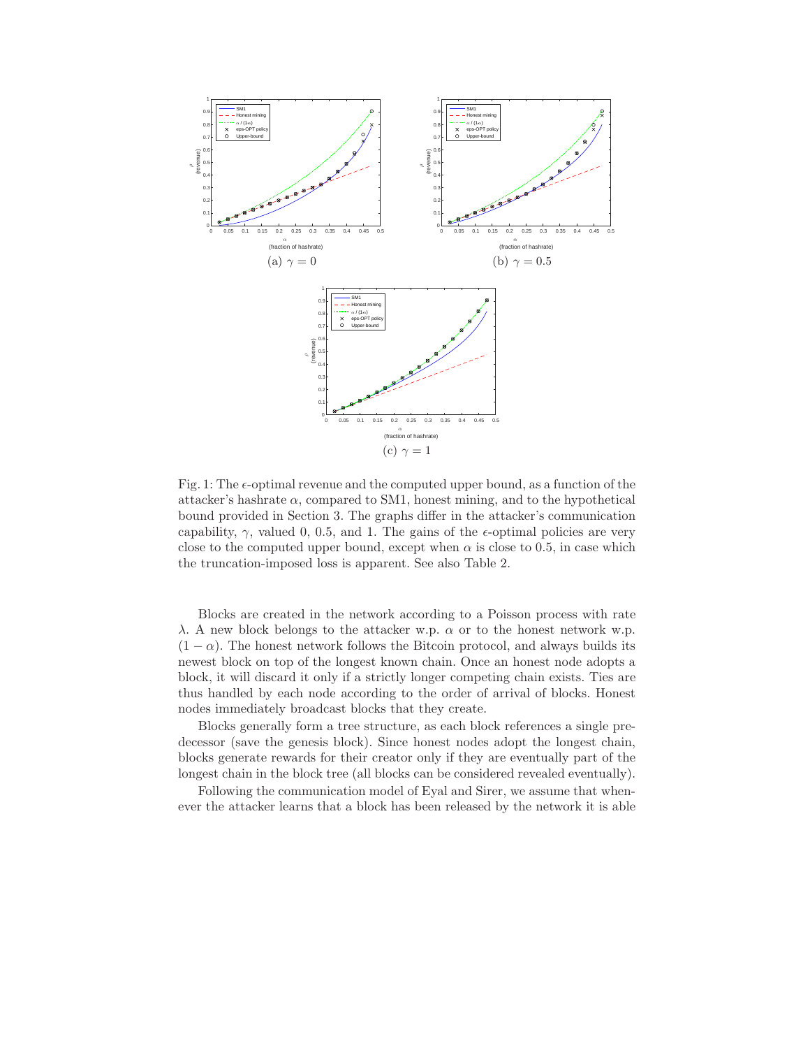(a) $\gamma = 0$

(b) $\gamma = 0.5$

(c) $\gamma = 1$

Fig. 1: The $\epsilon$-optimal revenue and the computed upper bound, as a function of the attacker's hashrate $\alpha$, compared to SM1, honest mining, and to the hypothetical bound provided in Section 3. The graphs differ in the attacker's communication capability, $\gamma$, valued 0, 0.5, and 1. The gains of the $\epsilon$-optimal policies are very close to the computed upper bound, except when $\alpha$ is close to 0.5, in case which the truncation-imposed loss is apparent. See also Table 2.

Blocks are created in the network according to a Poisson process with rate $\lambda$. A new block belongs to the attacker w.p. $\alpha$ or to the honest network w.p. $(1-\alpha)$. The honest network follows the Bitcoin protocol, and always builds its newest block on top of the longest known chain. Once an honest node adopts a block, it will discard it only if a strictly longer competing chain exists. Ties are thus handled by each node according to the order of arrival of blocks. Honest nodes immediately broadcast blocks that they create.

Blocks generally form a tree structure, as each block references a single predecessor (save the genesis block). Since honest nodes adopt the longest chain, blocks generate rewards for their creator only if they are eventually part of the longest chain in the block tree (all blocks can be considered revealed eventually).

Following the communication model of Eyal and Sirer, we assume that whenever the attacker learns that a block has been released by the network it is able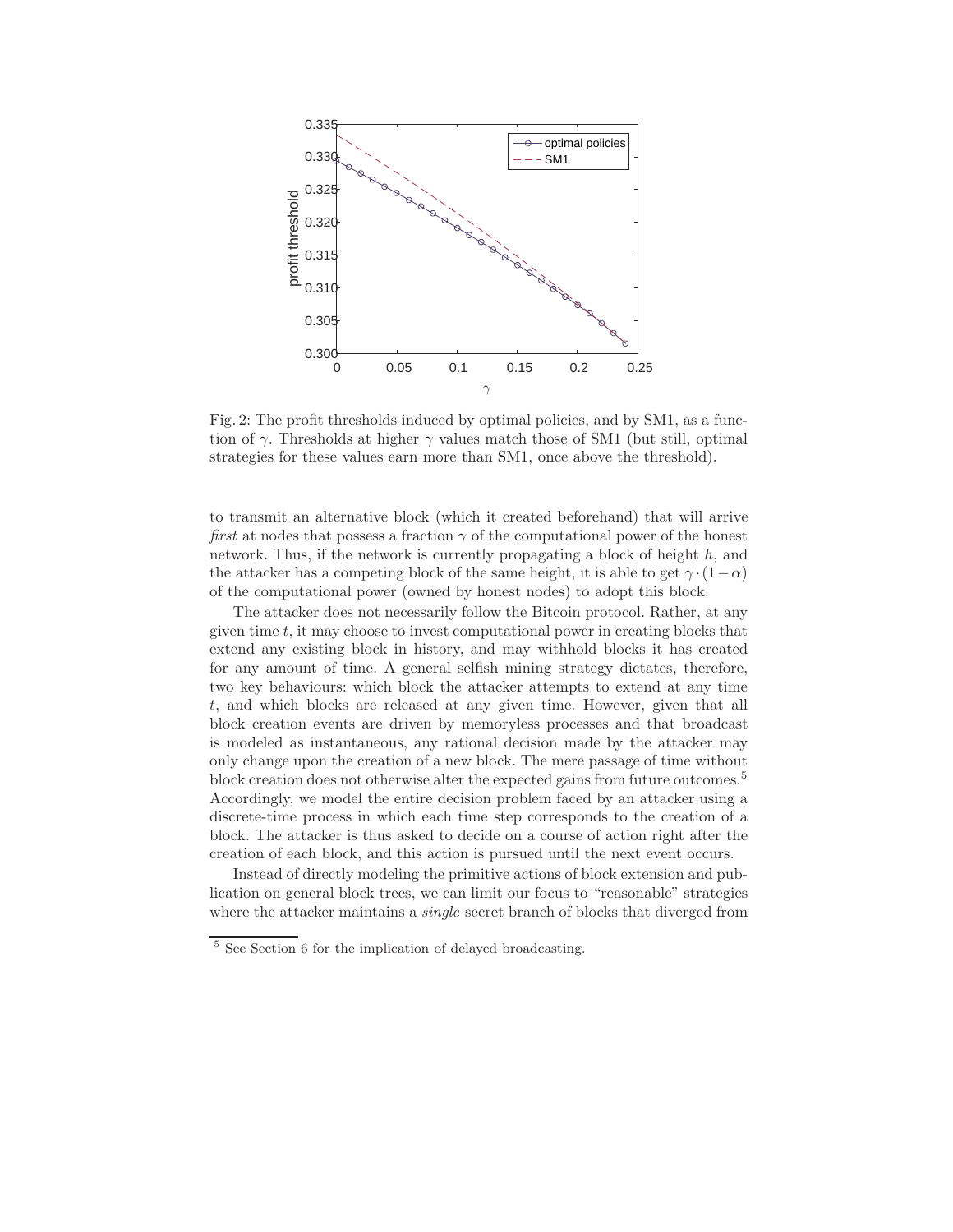0.335
0.330
0.325
0.320
0.315
0.310
0.305
0.300
profit threshold
0
0.05
0.1
0.15
0.2
0.25
$\gamma$
optimal policies
SM1

Fig. 2: The profit thresholds induced by optimal policies, and by SM1, as a function of $\gamma$. Thresholds at higher $\gamma$ values match those of SM1 (but still, optimal strategies for these values earn more than SM1, once above the threshold).

to transmit an alternative block (which it created beforehand) that will arrive *first* at nodes that possess a fraction $\gamma$ of the computational power of the honest network. Thus, if the network is currently propagating a block of height $h$, and the attacker has a competing block of the same height, it is able to get $\gamma \cdot (1-\alpha)$ of the computational power (owned by honest nodes) to adopt this block.

The attacker does not necessarily follow the Bitcoin protocol. Rather, at any given time $t$, it may choose to invest computational power in creating blocks that extend any existing block in history, and may withhold blocks it has created for any amount of time. A general selfish mining strategy dictates, therefore, two key behaviours: which block the attacker attempts to extend at any time $t$, and which blocks are released at any given time. However, given that all block creation events are driven by memoryless processes and that broadcast is modeled as instantaneous, any rational decision made by the attacker may only change upon the creation of a new block. The mere passage of time without block creation does not otherwise alter the expected gains from future outcomes.[5] Accordingly, we model the entire decision problem faced by an attacker using a discrete-time process in which each time step corresponds to the creation of a block. The attacker is thus asked to decide on a course of action right after the creation of each block, and this action is pursued until the next event occurs.

Instead of directly modeling the primitive actions of block extension and publication on general block trees, we can limit our focus to "reasonable" strategies where the attacker maintains a *single* secret branch of blocks that diverged from

[5] See Section 6 for the implication of delayed broadcasting.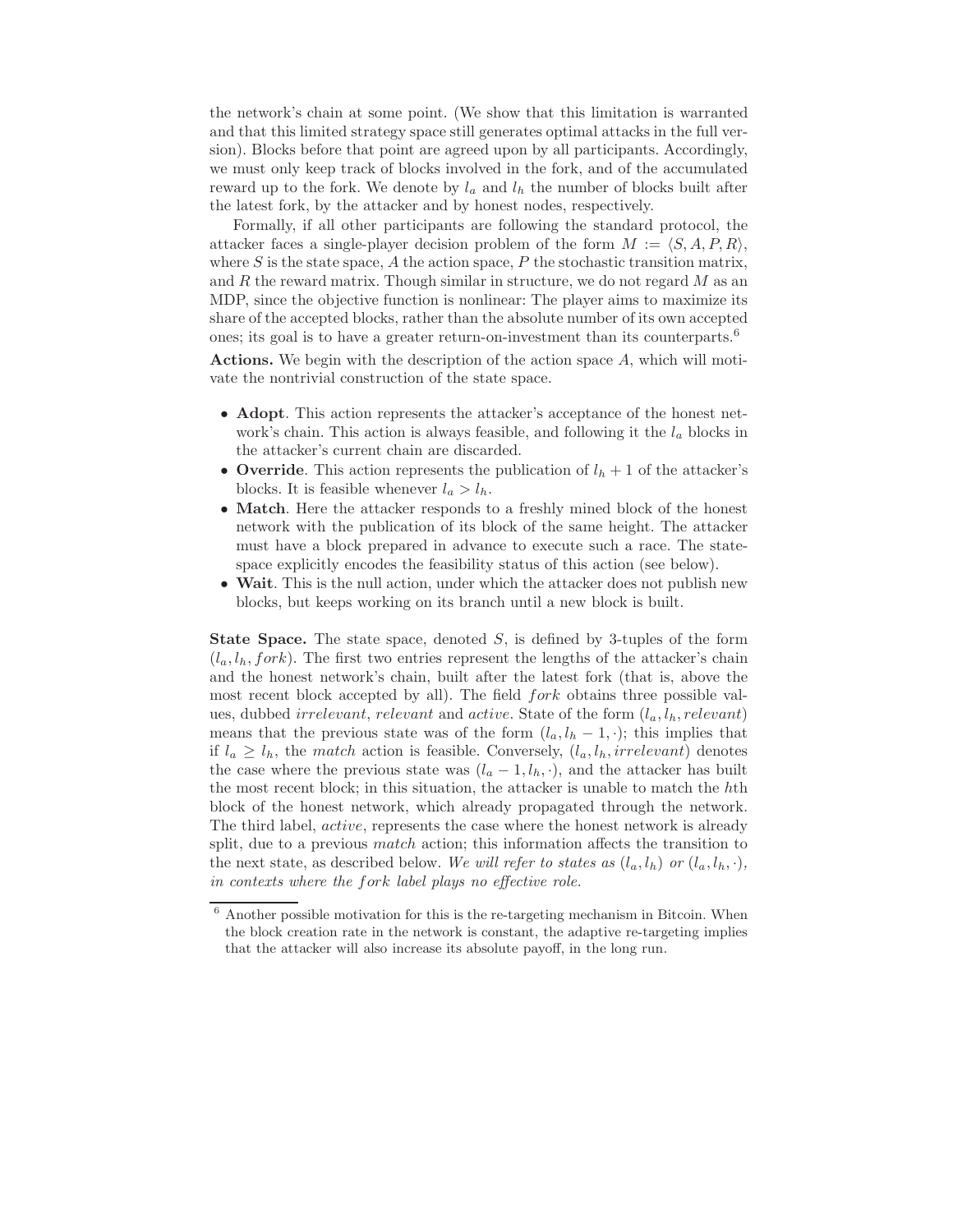the network's chain at some point. (We show that this limitation is warranted and that this limited strategy space still generates optimal attacks in the full version). Blocks before that point are agreed upon by all participants. Accordingly, we must only keep track of blocks involved in the fork, and of the accumulated reward up to the fork. We denote by $l_a$ and $l_h$ the number of blocks built after the latest fork, by the attacker and by honest nodes, respectively.

Formally, if all other participants are following the standard protocol, the attacker faces a single-player decision problem of the form $M := \langle S, A, P, R \rangle$, where $S$ is the state space, $A$ the action space, $P$ the stochastic transition matrix, and $R$ the reward matrix. Though similar in structure, we do not regard $M$ as an MDP, since the objective function is nonlinear: The player aims to maximize its share of the accepted blocks, rather than the absolute number of its own accepted ones; its goal is to have a greater return-on-investment than its counterparts.[6]

**Actions.** We begin with the description of the action space $A$, which will motivate the nontrivial construction of the state space.

- **Adopt**. This action represents the attacker's acceptance of the honest network's chain. This action is always feasible, and following it the $l_a$ blocks in the attacker's current chain are discarded.
- **Override**. This action represents the publication of $l_h + 1$ of the attacker's blocks. It is feasible whenever $l_a > l_h$.
- **Match**. Here the attacker responds to a freshly mined block of the honest network with the publication of its block of the same height. The attacker must have a block prepared in advance to execute such a race. The state-space explicitly encodes the feasibility status of this action (see below).
- **Wait**. This is the null action, under which the attacker does not publish new blocks, but keeps working on its branch until a new block is built.

**State Space.** The state space, denoted $S$, is defined by 3-tuples of the form $(l_a, l_h, fork)$. The first two entries represent the lengths of the attacker's chain and the honest network's chain, built after the latest fork (that is, above the most recent block accepted by all). The field $fork$ obtains three possible values, dubbed *irrelevant*, *relevant* and *active*. State of the form $(l_a, l_h, relevant)$ means that the previous state was of the form $(l_a, l_h - 1, \cdot)$; this implies that if $l_a \geq l_h$, the *match* action is feasible. Conversely, $(l_a, l_h, irrelevant)$ denotes the case where the previous state was $(l_a - 1, l_h, \cdot)$, and the attacker has built the most recent block; in this situation, the attacker is unable to match the $h$th block of the honest network, which already propagated through the network. The third label, *active*, represents the case where the honest network is already split, due to a previous *match* action; this information affects the transition to the next state, as described below. *We will refer to states as $(l_a, l_h)$ or $(l_a, l_h, \cdot)$, in contexts where the $fork$ label plays no effective role.*

---

[6] Another possible motivation for this is the re-targeting mechanism in Bitcoin. When the block creation rate in the network is constant, the adaptive re-targeting implies that the attacker will also increase its absolute payoff, in the long run.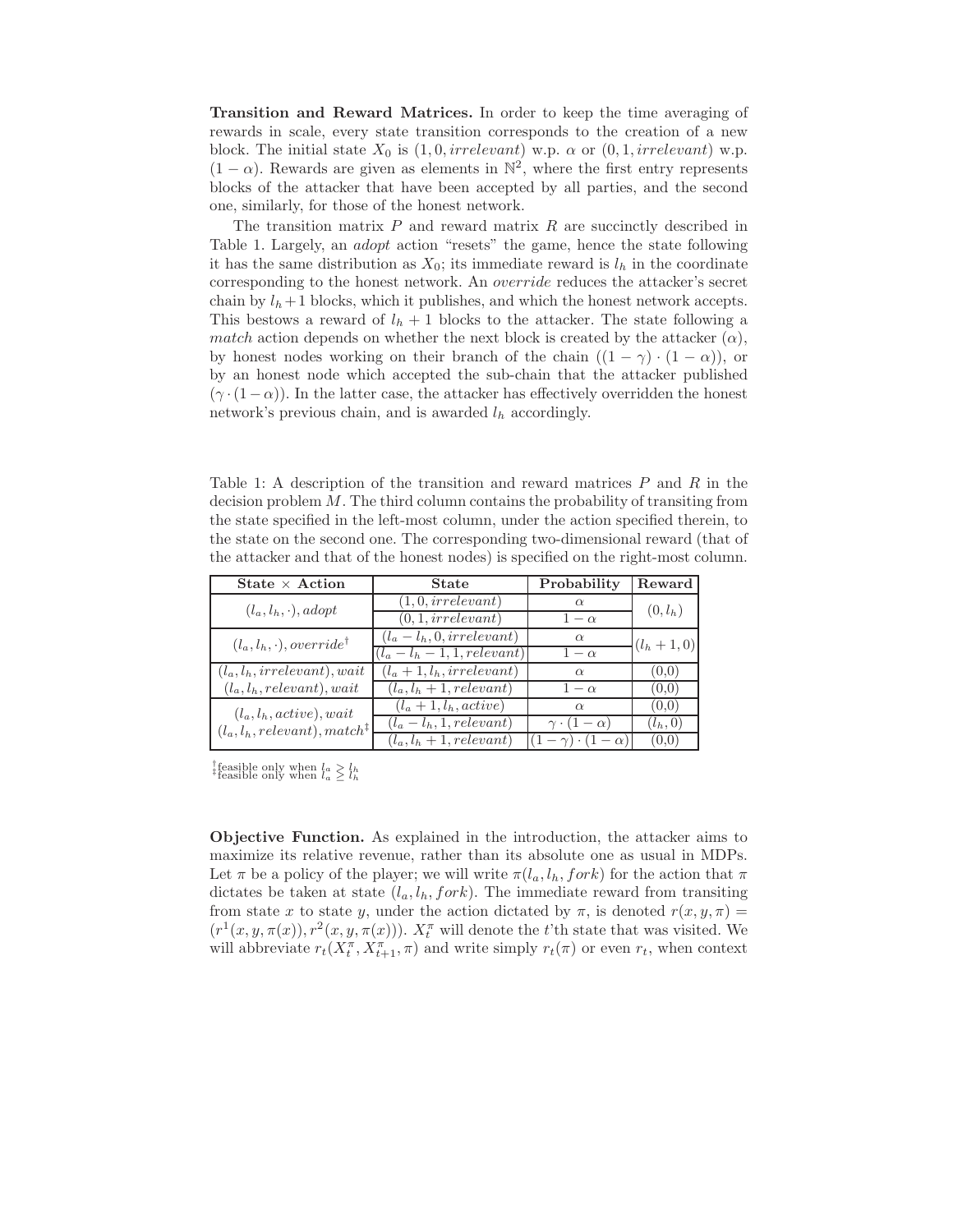**Transition and Reward Matrices.** In order to keep the time averaging of rewards in scale, every state transition corresponds to the creation of a new block. The initial state $X_0$ is $(1, 0, irrelevant)$ w.p. $\alpha$ or $(0, 1, irrelevant)$ w.p. $(1-\alpha)$. Rewards are given as elements in $\mathbb{N}^2$, where the first entry represents blocks of the attacker that have been accepted by all parties, and the second one, similarly, for those of the honest network.

The transition matrix $P$ and reward matrix $R$ are succinctly described in Table 1. Largely, an *adopt* action "resets" the game, hence the state following it has the same distribution as $X_0$; its immediate reward is $l_h$ in the coordinate corresponding to the honest network. An *override* reduces the attacker's secret chain by $l_h + 1$ blocks, which it publishes, and which the honest network accepts. This bestows a reward of $l_h + 1$ blocks to the attacker. The state following a *match* action depends on whether the next block is created by the attacker ($\alpha$), by honest nodes working on their branch of the chain ($(1-\gamma)\cdot(1-\alpha)$), or by an honest node which accepted the sub-chain that the attacker published ($\gamma \cdot (1-\alpha)$). In the latter case, the attacker has effectively overridden the honest network's previous chain, and is awarded $l_h$ accordingly.

Table 1: A description of the transition and reward matrices $P$ and $R$ in the decision problem $M$. The third column contains the probability of transiting from the state specified in the left-most column, under the action specified therein, to the state on the second one. The corresponding two-dimensional reward (that of the attacker and that of the honest nodes) is specified on the right-most column.

| State × Action | State | Probability | Reward |
|---|---|---|---|
| $(l_a, l_h, \cdot), adopt$ | $(1, 0, irrelevant)$ | $\alpha$ | $(0, l_h)$ |
| | $(0, 1, irrelevant)$ | $1-\alpha$ | |
| $(l_a, l_h, \cdot), override^{\dagger}$ | $(l_a - l_h, 0, irrelevant)$ | $\alpha$ | $(l_h + 1, 0)$ |
| | $(l_a - l_h - 1, 1, relevant)$ | $1-\alpha$ | |
| $(l_a, l_h, irrelevant), wait$ | $(l_a + 1, l_h, irrelevant)$ | $\alpha$ | (0,0) |
| $(l_a, l_h, relevant), wait$ | $(l_a, l_h + 1, relevant)$ | $1-\alpha$ | (0,0) |
| $(l_a, l_h, active), wait$ / $(l_a, l_h, relevant), match^{\ddagger}$ | $(l_a + 1, l_h, active)$ | $\alpha$ | (0,0) |
| | $(l_a - l_h, 1, relevant)$ | $\gamma \cdot (1-\alpha)$ | $(l_h, 0)$ |
| | $(l_a, l_h + 1, relevant)$ | $(1-\gamma)\cdot(1-\alpha)$ | (0,0) |

†feasible only when $l_a > l_h$
‡feasible only when $l_a \geq l_h$

**Objective Function.** As explained in the introduction, the attacker aims to maximize its relative revenue, rather than its absolute one as usual in MDPs. Let $\pi$ be a policy of the player; we will write $\pi(l_a, l_h, fork)$ for the action that $\pi$ dictates be taken at state $(l_a, l_h, fork)$. The immediate reward from transiting from state $x$ to state $y$, under the action dictated by $\pi$, is denoted $r(x, y, \pi) = (r^1(x, y, \pi(x)), r^2(x, y, \pi(x)))$. $X_t^\pi$ will denote the $t$'th state that was visited. We will abbreviate $r_t(X_t^\pi, X_{t+1}^\pi, \pi)$ and write simply $r_t(\pi)$ or even $r_t$, when context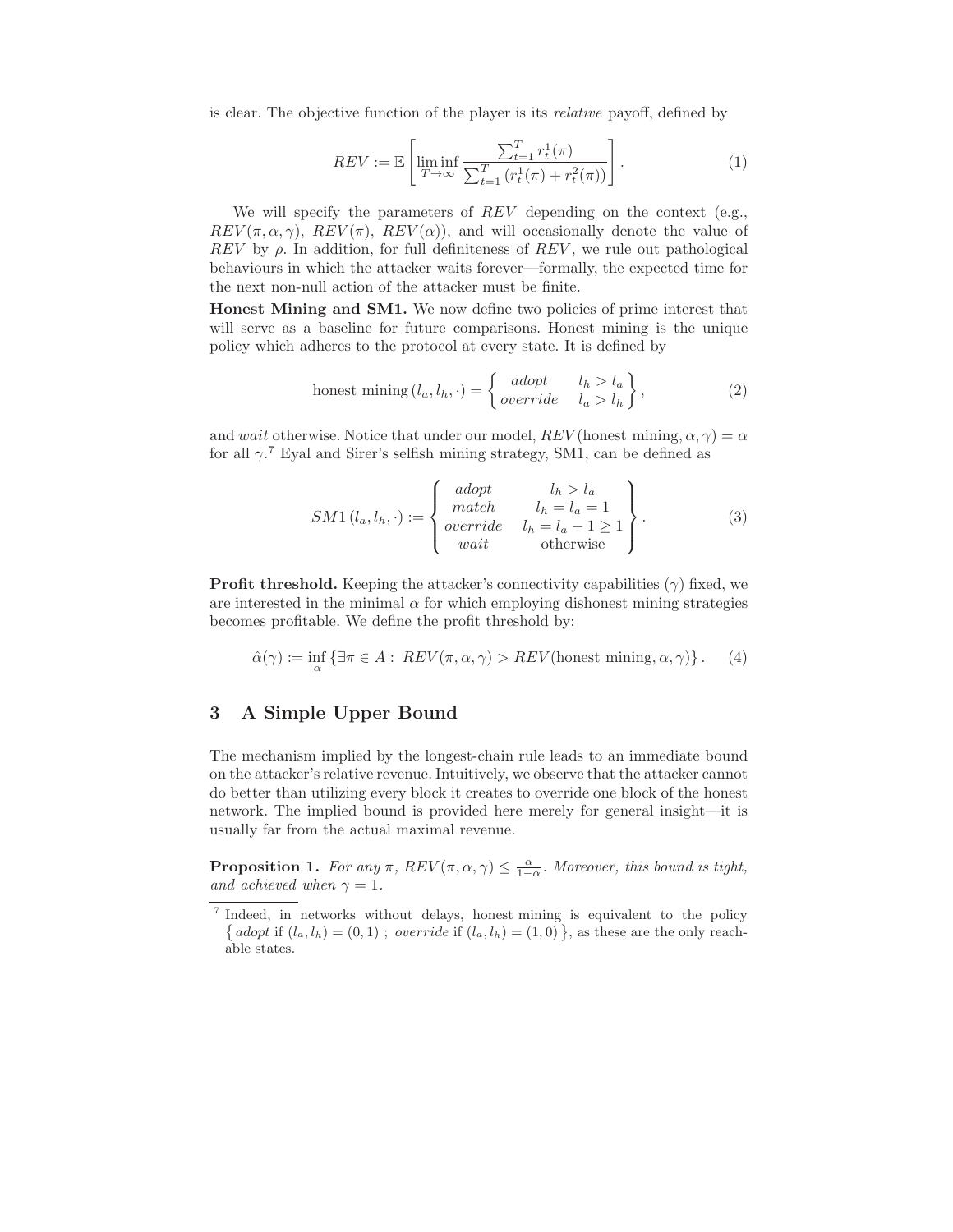is clear. The objective function of the player is its *relative* payoff, defined by

$$REV := \mathbb{E}\left[\liminf_{T\to\infty} \frac{\sum_{t=1}^{T} r_t^1(\pi)}{\sum_{t=1}^{T}\left(r_t^1(\pi)+r_t^2(\pi)\right)}\right]. \tag{1}$$

We will specify the parameters of $REV$ depending on the context (e.g., $REV(\pi,\alpha,\gamma)$, $REV(\pi)$, $REV(\alpha)$), and will occasionally denote the value of $REV$ by $\rho$. In addition, for full definiteness of $REV$, we rule out pathological behaviours in which the attacker waits forever—formally, the expected time for the next non-null action of the attacker must be finite.

**Honest Mining and SM1.** We now define two policies of prime interest that will serve as a baseline for future comparisons. Honest mining is the unique policy which adheres to the protocol at every state. It is defined by

$$\text{honest mining}\,(l_a, l_h, \cdot) = \left\{ \begin{array}{ll} \textit{adopt} & l_h > l_a \\ \textit{override} & l_a > l_h \end{array} \right\}, \tag{2}$$

and *wait* otherwise. Notice that under our model, $REV(\text{honest mining}, \alpha, \gamma) = \alpha$ for all $\gamma$.[7] Eyal and Sirer's selfish mining strategy, SM1, can be defined as

$$SM1\,(l_a, l_h, \cdot) := \left\{ \begin{array}{cc} \textit{adopt} & l_h > l_a \\ \textit{match} & l_h = l_a = 1 \\ \textit{override} & l_h = l_a - 1 \geq 1 \\ \textit{wait} & \text{otherwise} \end{array} \right\}. \tag{3}$$

**Profit threshold.** Keeping the attacker's connectivity capabilities ($\gamma$) fixed, we are interested in the minimal $\alpha$ for which employing dishonest mining strategies becomes profitable. We define the profit threshold by:

$$\hat{\alpha}(\gamma) := \inf_{\alpha} \left\{ \exists \pi \in A:\ REV(\pi,\alpha,\gamma) > REV(\text{honest mining}, \alpha, \gamma) \right\}. \tag{4}$$

## 3 A Simple Upper Bound

The mechanism implied by the longest-chain rule leads to an immediate bound on the attacker's relative revenue. Intuitively, we observe that the attacker cannot do better than utilizing every block it creates to override one block of the honest network. The implied bound is provided here merely for general insight—it is usually far from the actual maximal revenue.

**Proposition 1.** *For any $\pi$, $REV(\pi,\alpha,\gamma) \leq \frac{\alpha}{1-\alpha}$. Moreover, this bound is tight, and achieved when $\gamma = 1$.*

[7] Indeed, in networks without delays, honest mining is equivalent to the policy $\left\{ \textit{adopt} \text{ if } (l_a, l_h) = (0, 1)\ ;\ \textit{override} \text{ if } (l_a, l_h) = (1, 0) \right\}$, as these are the only reachable states.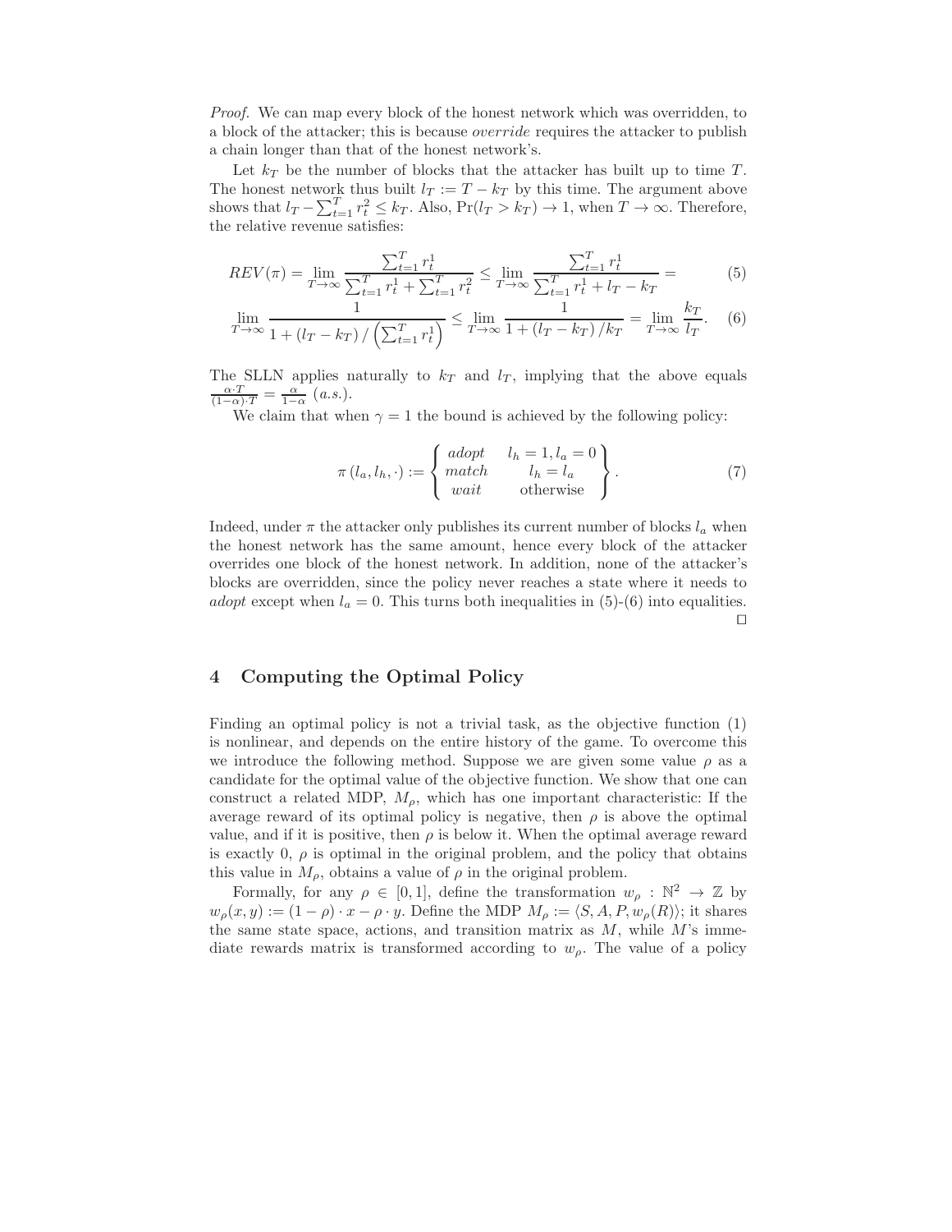*Proof.* We can map every block of the honest network which was overridden, to a block of the attacker; this is because *override* requires the attacker to publish a chain longer than that of the honest network's.

Let $k_T$ be the number of blocks that the attacker has built up to time $T$. The honest network thus built $l_T := T - k_T$ by this time. The argument above shows that $l_T - \sum_{t=1}^{T} r_t^2 \leq k_T$. Also, $\Pr(l_T > k_T) \to 1$, when $T \to \infty$. Therefore, the relative revenue satisfies:

$$REV(\pi) = \lim_{T\to\infty} \frac{\sum_{t=1}^{T} r_t^1}{\sum_{t=1}^{T} r_t^1 + \sum_{t=1}^{T} r_t^2} \leq \lim_{T\to\infty} \frac{\sum_{t=1}^{T} r_t^1}{\sum_{t=1}^{T} r_t^1 + l_T - k_T} = \tag{5}$$

$$\lim_{T\to\infty} \frac{1}{1 + (l_T - k_T) / \left(\sum_{t=1}^{T} r_t^1\right)} \leq \lim_{T\to\infty} \frac{1}{1 + (l_T - k_T)/k_T} = \lim_{T\to\infty} \frac{k_T}{l_T}. \tag{6}$$

The SLLN applies naturally to $k_T$ and $l_T$, implying that the above equals $\frac{\alpha \cdot T}{(1-\alpha)\cdot T} = \frac{\alpha}{1-\alpha}$ $(a.s.)$.

We claim that when $\gamma = 1$ the bound is achieved by the following policy:

$$\pi(l_a, l_h, \cdot) := \left\{ \begin{array}{cc} adopt & l_h = 1, l_a = 0 \\ match & l_h = l_a \\ wait & \text{otherwise} \end{array} \right\}. \tag{7}$$

Indeed, under $\pi$ the attacker only publishes its current number of blocks $l_a$ when the honest network has the same amount, hence every block of the attacker overrides one block of the honest network. In addition, none of the attacker's blocks are overridden, since the policy never reaches a state where it needs to *adopt* except when $l_a = 0$. This turns both inequalities in (5)-(6) into equalities. $\square$

## 4 Computing the Optimal Policy

Finding an optimal policy is not a trivial task, as the objective function (1) is nonlinear, and depends on the entire history of the game. To overcome this we introduce the following method. Suppose we are given some value $\rho$ as a candidate for the optimal value of the objective function. We show that one can construct a related MDP, $M_\rho$, which has one important characteristic: If the average reward of its optimal policy is negative, then $\rho$ is above the optimal value, and if it is positive, then $\rho$ is below it. When the optimal average reward is exactly 0, $\rho$ is optimal in the original problem, and the policy that obtains this value in $M_\rho$, obtains a value of $\rho$ in the original problem.

Formally, for any $\rho \in [0, 1]$, define the transformation $w_\rho : \mathbb{N}^2 \to \mathbb{Z}$ by $w_\rho(x, y) := (1 - \rho) \cdot x - \rho \cdot y$. Define the MDP $M_\rho := \langle S, A, P, w_\rho(R) \rangle$; it shares the same state space, actions, and transition matrix as $M$, while $M$'s immediate rewards matrix is transformed according to $w_\rho$. The value of a policy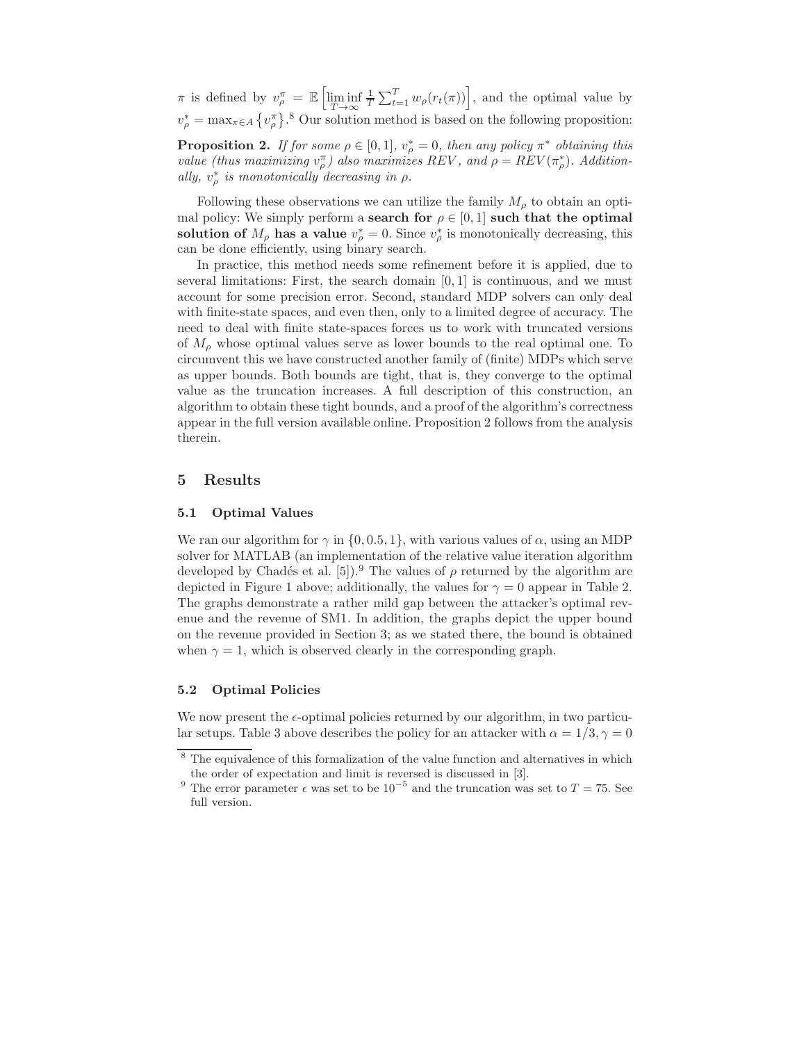$\pi$ is defined by $v_\rho^\pi = \mathbb{E}\left[\liminf_{T\to\infty} \frac{1}{T}\sum_{t=1}^{T} w_\rho(r_t(\pi))\right]$, and the optimal value by $v_\rho^* = \max_{\pi\in A}\left\{v_\rho^\pi\right\}$.[8] Our solution method is based on the following proposition:

**Proposition 2.** *If for some $\rho \in [0,1]$, $v_\rho^* = 0$, then any policy $\pi^*$ obtaining this value (thus maximizing $v_\rho^\pi$) also maximizes REV, and $\rho = REV(\pi_\rho^*)$. Additionally, $v_\rho^*$ is monotonically decreasing in $\rho$.*

Following these observations we can utilize the family $M_\rho$ to obtain an optimal policy: We simply perform a **search for** $\rho \in [0,1]$ **such that the optimal solution of** $M_\rho$ **has a value** $v_\rho^* = 0$. Since $v_\rho^*$ is monotonically decreasing, this can be done efficiently, using binary search.

In practice, this method needs some refinement before it is applied, due to several limitations: First, the search domain $[0,1]$ is continuous, and we must account for some precision error. Second, standard MDP solvers can only deal with finite-state spaces, and even then, only to a limited degree of accuracy. The need to deal with finite state-spaces forces us to work with truncated versions of $M_\rho$ whose optimal values serve as lower bounds to the real optimal one. To circumvent this we have constructed another family of (finite) MDPs which serve as upper bounds. Both bounds are tight, that is, they converge to the optimal value as the truncation increases. A full description of this construction, an algorithm to obtain these tight bounds, and a proof of the algorithm's correctness appear in the full version available online. Proposition 2 follows from the analysis therein.

## 5 Results

### 5.1 Optimal Values

We ran our algorithm for $\gamma$ in $\{0, 0.5, 1\}$, with various values of $\alpha$, using an MDP solver for MATLAB (an implementation of the relative value iteration algorithm developed by Chadés et al. [5]).[9] The values of $\rho$ returned by the algorithm are depicted in Figure 1 above; additionally, the values for $\gamma = 0$ appear in Table 2. The graphs demonstrate a rather mild gap between the attacker's optimal revenue and the revenue of SM1. In addition, the graphs depict the upper bound on the revenue provided in Section 3; as we stated there, the bound is obtained when $\gamma = 1$, which is observed clearly in the corresponding graph.

### 5.2 Optimal Policies

We now present the $\epsilon$-optimal policies returned by our algorithm, in two particular setups. Table 3 above describes the policy for an attacker with $\alpha = 1/3, \gamma = 0$

---

[8] The equivalence of this formalization of the value function and alternatives in which the order of expectation and limit is reversed is discussed in [3].

[9] The error parameter $\epsilon$ was set to be $10^{-5}$ and the truncation was set to $T = 75$. See full version.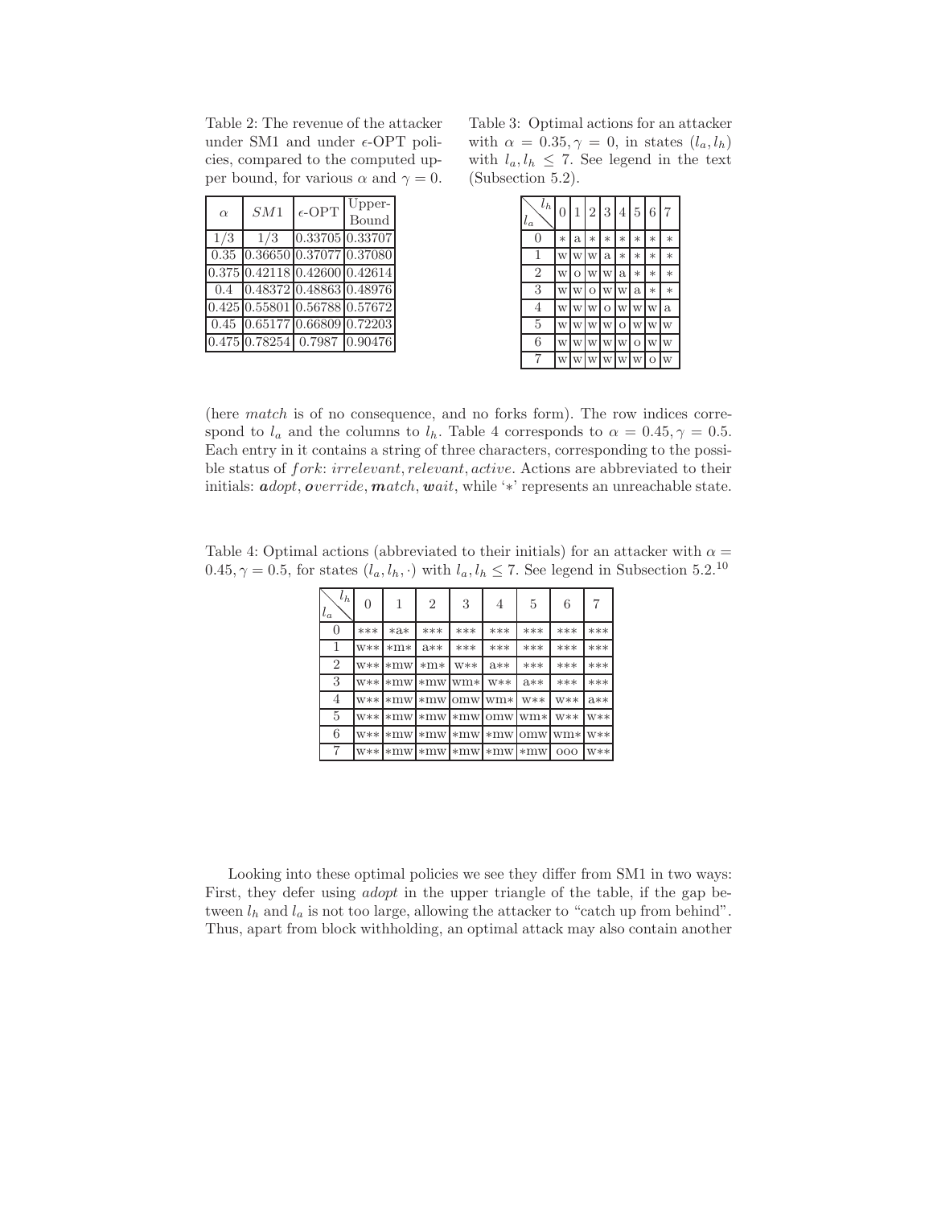Table 2: The revenue of the attacker under SM1 and under $\epsilon$-OPT policies, compared to the computed upper bound, for various $\alpha$ and $\gamma = 0$.

| $\alpha$ | $SM1$ | $\epsilon$-OPT | Upper-Bound |
|---|---|---|---|
| 1/3 | 1/3 | 0.33705 | 0.33707 |
| 0.35 | 0.36650 | 0.37077 | 0.37080 |
| 0.375 | 0.42118 | 0.42600 | 0.42614 |
| 0.4 | 0.48372 | 0.48863 | 0.48976 |
| 0.425 | 0.55801 | 0.56788 | 0.57672 |
| 0.45 | 0.65177 | 0.66809 | 0.72203 |
| 0.475 | 0.78254 | 0.7987 | 0.90476 |

Table 3: Optimal actions for an attacker with $\alpha = 0.35, \gamma = 0$, in states $(l_a, l_h)$ with $l_a, l_h \leq 7$. See legend in the text (Subsection 5.2).

| $l_a$ \ $l_h$ | 0 | 1 | 2 | 3 | 4 | 5 | 6 | 7 |
|---|---|---|---|---|---|---|---|---|
| 0 | * | a | * | * | * | * | * | * |
| 1 | w | w | w | a | * | * | * | * |
| 2 | w | o | w | w | a | * | * | * |
| 3 | w | w | o | w | w | a | * | * |
| 4 | w | w | w | o | w | w | w | a |
| 5 | w | w | w | w | o | w | w | w |
| 6 | w | w | w | w | w | o | w | w |
| 7 | w | w | w | w | w | w | o | w |

(here *match* is of no consequence, and no forks form). The row indices correspond to $l_a$ and the columns to $l_h$. Table 4 corresponds to $\alpha = 0.45, \gamma = 0.5$. Each entry in it contains a string of three characters, corresponding to the possible status of $fork$: *irrelevant*, *relevant*, *active*. Actions are abbreviated to their initials: ***a****dopt*, ***o****verride*, ***m****atch*, ***w****ait*, while '*' represents an unreachable state.

Table 4: Optimal actions (abbreviated to their initials) for an attacker with $\alpha = 0.45, \gamma = 0.5$, for states $(l_a, l_h, \cdot)$ with $l_a, l_h \leq 7$. See legend in Subsection 5.2.[10]

| $l_a$ \ $l_h$ | 0 | 1 | 2 | 3 | 4 | 5 | 6 | 7 |
|---|---|---|---|---|---|---|---|---|
| 0 | *** | *a* | *** | *** | *** | *** | *** | *** |
| 1 | w** | *m* | a** | *** | *** | *** | *** | *** |
| 2 | w** | *mw | *m* | w** | a** | *** | *** | *** |
| 3 | w** | *mw | *mw | wm* | w** | a** | *** | *** |
| 4 | w** | *mw | *mw | omw | wm* | w** | w** | a** |
| 5 | w** | *mw | *mw | *mw | omw | wm* | w** | w** |
| 6 | w** | *mw | *mw | *mw | *mw | omw | wm* | w** |
| 7 | w** | *mw | *mw | *mw | *mw | *mw | ooo | w** |

Looking into these optimal policies we see they differ from SM1 in two ways: First, they defer using *adopt* in the upper triangle of the table, if the gap between $l_h$ and $l_a$ is not too large, allowing the attacker to "catch up from behind". Thus, apart from block withholding, an optimal attack may also contain another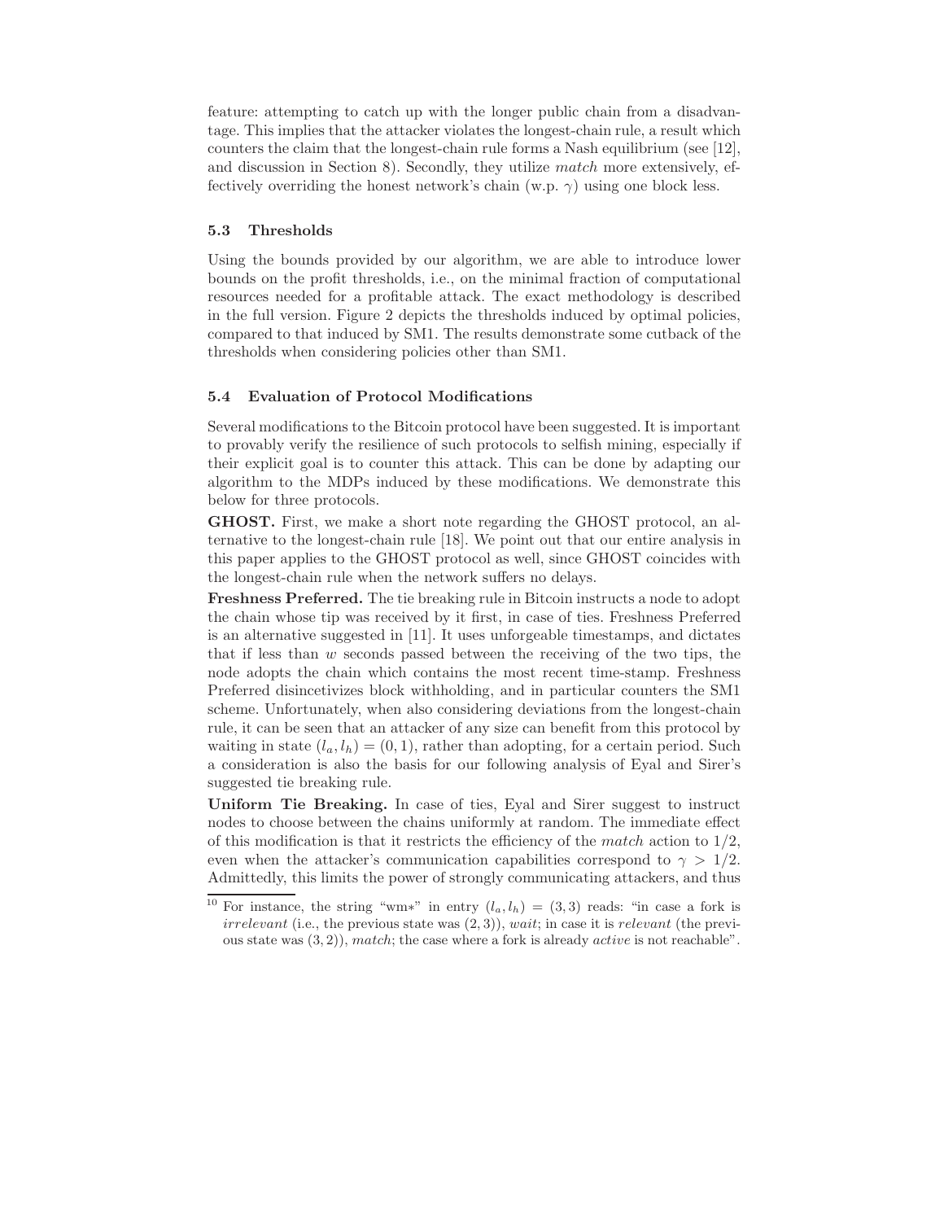feature: attempting to catch up with the longer public chain from a disadvantage. This implies that the attacker violates the longest-chain rule, a result which counters the claim that the longest-chain rule forms a Nash equilibrium (see [12], and discussion in Section 8). Secondly, they utilize *match* more extensively, effectively overriding the honest network's chain (w.p. $\gamma$) using one block less.

### 5.3 Thresholds

Using the bounds provided by our algorithm, we are able to introduce lower bounds on the profit thresholds, i.e., on the minimal fraction of computational resources needed for a profitable attack. The exact methodology is described in the full version. Figure 2 depicts the thresholds induced by optimal policies, compared to that induced by SM1. The results demonstrate some cutback of the thresholds when considering policies other than SM1.

### 5.4 Evaluation of Protocol Modifications

Several modifications to the Bitcoin protocol have been suggested. It is important to provably verify the resilience of such protocols to selfish mining, especially if their explicit goal is to counter this attack. This can be done by adapting our algorithm to the MDPs induced by these modifications. We demonstrate this below for three protocols.

**GHOST.** First, we make a short note regarding the GHOST protocol, an alternative to the longest-chain rule [18]. We point out that our entire analysis in this paper applies to the GHOST protocol as well, since GHOST coincides with the longest-chain rule when the network suffers no delays.

**Freshness Preferred.** The tie breaking rule in Bitcoin instructs a node to adopt the chain whose tip was received by it first, in case of ties. Freshness Preferred is an alternative suggested in [11]. It uses unforgeable timestamps, and dictates that if less than $w$ seconds passed between the receiving of the two tips, the node adopts the chain which contains the most recent time-stamp. Freshness Preferred disincetivizes block withholding, and in particular counters the SM1 scheme. Unfortunately, when also considering deviations from the longest-chain rule, it can be seen that an attacker of any size can benefit from this protocol by waiting in state $(l_a, l_h) = (0, 1)$, rather than adopting, for a certain period. Such a consideration is also the basis for our following analysis of Eyal and Sirer's suggested tie breaking rule.

**Uniform Tie Breaking.** In case of ties, Eyal and Sirer suggest to instruct nodes to choose between the chains uniformly at random. The immediate effect of this modification is that it restricts the efficiency of the *match* action to $1/2$, even when the attacker's communication capabilities correspond to $\gamma > 1/2$. Admittedly, this limits the power of strongly communicating attackers, and thus

---

[10] For instance, the string "wm∗" in entry $(l_a, l_h) = (3, 3)$ reads: "in case a fork is *irrelevant* (i.e., the previous state was $(2, 3)$), *wait*; in case it is *relevant* (the previous state was $(3, 2)$), *match*; the case where a fork is already *active* is not reachable".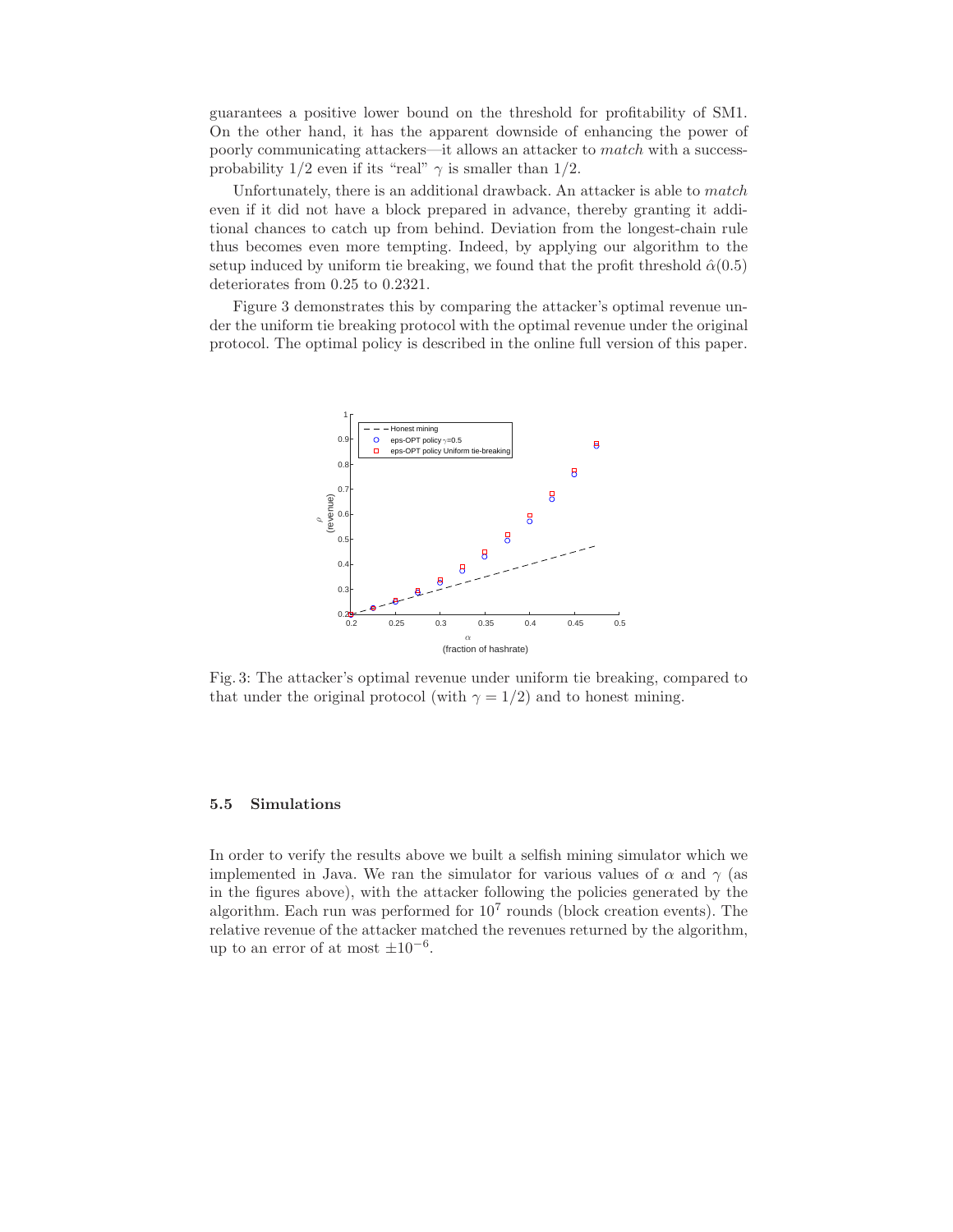guarantees a positive lower bound on the threshold for profitability of SM1. On the other hand, it has the apparent downside of enhancing the power of poorly communicating attackers—it allows an attacker to *match* with a success-probability 1/2 even if its "real" $\gamma$ is smaller than 1/2.

Unfortunately, there is an additional drawback. An attacker is able to *match* even if it did not have a block prepared in advance, thereby granting it additional chances to catch up from behind. Deviation from the longest-chain rule thus becomes even more tempting. Indeed, by applying our algorithm to the setup induced by uniform tie breaking, we found that the profit threshold $\hat{\alpha}(0.5)$ deteriorates from 0.25 to 0.2321.

Figure 3 demonstrates this by comparing the attacker's optimal revenue under the uniform tie breaking protocol with the optimal revenue under the original protocol. The optimal policy is described in the online full version of this paper.

Fig. 3: The attacker's optimal revenue under uniform tie breaking, compared to that under the original protocol (with $\gamma = 1/2$) and to honest mining.

### 5.5 Simulations

In order to verify the results above we built a selfish mining simulator which we implemented in Java. We ran the simulator for various values of $\alpha$ and $\gamma$ (as in the figures above), with the attacker following the policies generated by the algorithm. Each run was performed for $10^7$ rounds (block creation events). The relative revenue of the attacker matched the revenues returned by the algorithm, up to an error of at most $\pm 10^{-6}$.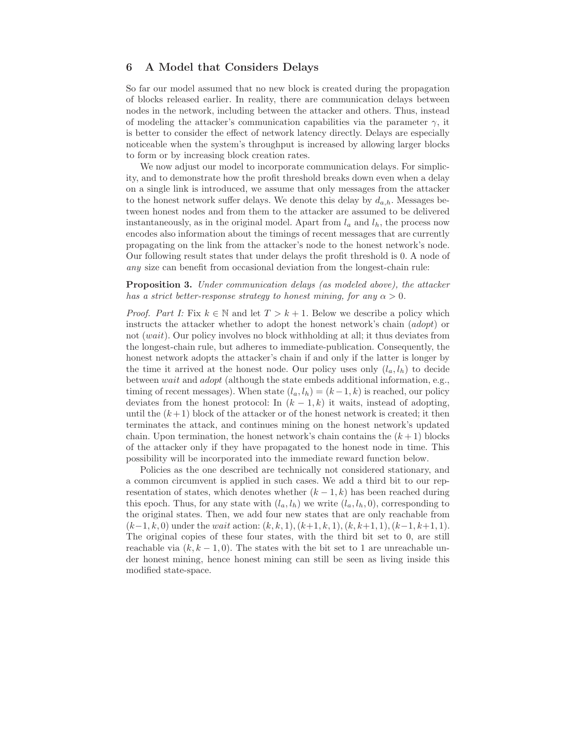## 6 A Model that Considers Delays

So far our model assumed that no new block is created during the propagation of blocks released earlier. In reality, there are communication delays between nodes in the network, including between the attacker and others. Thus, instead of modeling the attacker's communication capabilities via the parameter $\gamma$, it is better to consider the effect of network latency directly. Delays are especially noticeable when the system's throughput is increased by allowing larger blocks to form or by increasing block creation rates.

We now adjust our model to incorporate communication delays. For simplicity, and to demonstrate how the profit threshold breaks down even when a delay on a single link is introduced, we assume that only messages from the attacker to the honest network suffer delays. We denote this delay by $d_{a,h}$. Messages between honest nodes and from them to the attacker are assumed to be delivered instantaneously, as in the original model. Apart from $l_a$ and $l_h$, the process now encodes also information about the timings of recent messages that are currently propagating on the link from the attacker's node to the honest network's node. Our following result states that under delays the profit threshold is 0. A node of *any* size can benefit from occasional deviation from the longest-chain rule:

**Proposition 3.** *Under communication delays (as modeled above), the attacker has a strict better-response strategy to honest mining, for any $\alpha > 0$.*

*Proof. Part I:* Fix $k \in \mathbb{N}$ and let $T > k + 1$. Below we describe a policy which instructs the attacker whether to adopt the honest network's chain (*adopt*) or not (*wait*). Our policy involves no block withholding at all; it thus deviates from the longest-chain rule, but adheres to immediate-publication. Consequently, the honest network adopts the attacker's chain if and only if the latter is longer by the time it arrived at the honest node. Our policy uses only $(l_a, l_h)$ to decide between *wait* and *adopt* (although the state embeds additional information, e.g., timing of recent messages). When state $(l_a, l_h) = (k-1, k)$ is reached, our policy deviates from the honest protocol: In $(k-1, k)$ it waits, instead of adopting, until the $(k+1)$ block of the attacker or of the honest network is created; it then terminates the attack, and continues mining on the honest network's updated chain. Upon termination, the honest network's chain contains the $(k+1)$ blocks of the attacker only if they have propagated to the honest node in time. This possibility will be incorporated into the immediate reward function below.

Policies as the one described are technically not considered stationary, and a common circumvent is applied in such cases. We add a third bit to our representation of states, which denotes whether $(k-1, k)$ has been reached during this epoch. Thus, for any state with $(l_a, l_h)$ we write $(l_a, l_h, 0)$, corresponding to the original states. Then, we add four new states that are only reachable from $(k-1, k, 0)$ under the *wait* action: $(k, k, 1), (k+1, k, 1), (k, k+1, 1), (k-1, k+1, 1)$. The original copies of these four states, with the third bit set to 0, are still reachable via $(k, k-1, 0)$. The states with the bit set to 1 are unreachable under honest mining, hence honest mining can still be seen as living inside this modified state-space.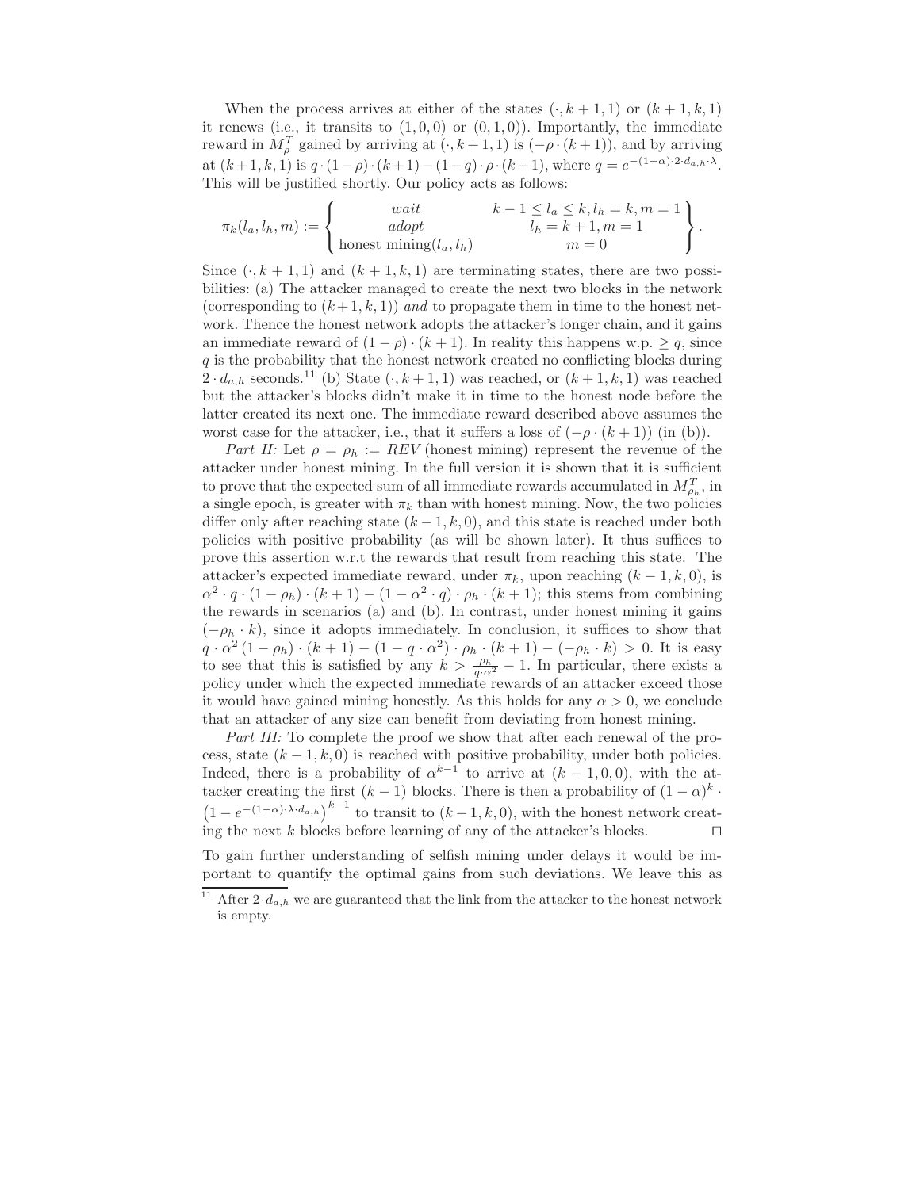When the process arrives at either of the states $(\cdot, k+1, 1)$ or $(k+1, k, 1)$ it renews (i.e., it transits to $(1, 0, 0)$ or $(0, 1, 0)$). Importantly, the immediate reward in $M_\rho^T$ gained by arriving at $(\cdot, k+1, 1)$ is $(-\rho \cdot (k+1))$, and by arriving at $(k+1, k, 1)$ is $q \cdot (1-\rho) \cdot (k+1) - (1-q) \cdot \rho \cdot (k+1)$, where $q = e^{-(1-\alpha) \cdot 2 \cdot d_{a,h} \cdot \lambda}$. This will be justified shortly. Our policy acts as follows:

$$\pi_k(l_a, l_h, m) := \left\{ \begin{array}{cc} wait & k-1 \le l_a \le k, l_h = k, m = 1 \\ adopt & l_h = k+1, m = 1 \\ \text{honest mining}(l_a, l_h) & m = 0 \end{array} \right\}.$$

Since $(\cdot, k+1, 1)$ and $(k+1, k, 1)$ are terminating states, there are two possibilities: (a) The attacker managed to create the next two blocks in the network (corresponding to $(k+1, k, 1)$) *and* to propagate them in time to the honest network. Thence the honest network adopts the attacker's longer chain, and it gains an immediate reward of $(1-\rho) \cdot (k+1)$. In reality this happens w.p. $\ge q$, since $q$ is the probability that the honest network created no conflicting blocks during $2 \cdot d_{a,h}$ seconds.[11] (b) State $(\cdot, k+1, 1)$ was reached, or $(k+1, k, 1)$ was reached but the attacker's blocks didn't make it in time to the honest node before the latter created its next one. The immediate reward described above assumes the worst case for the attacker, i.e., that it suffers a loss of $(-\rho \cdot (k+1))$ (in (b)).

*Part II:* Let $\rho = \rho_h := REV$ (honest mining) represent the revenue of the attacker under honest mining. In the full version it is shown that it is sufficient to prove that the expected sum of all immediate rewards accumulated in $M_{\rho_h}^T$, in a single epoch, is greater with $\pi_k$ than with honest mining. Now, the two policies differ only after reaching state $(k-1, k, 0)$, and this state is reached under both policies with possitive probability (as will be shown later). It thus suffices to prove this assertion w.r.t the rewards that result from reaching this state. The attacker's expected immediate reward, under $\pi_k$, upon reaching $(k-1, k, 0)$, is $\alpha^2 \cdot q \cdot (1-\rho_h) \cdot (k+1) - (1 - \alpha^2 \cdot q) \cdot \rho_h \cdot (k+1)$; this stems from combining the rewards in scenarios (a) and (b). In contrast, under honest mining it gains $(-\rho_h \cdot k)$, since it adopts immediately. In conclusion, it suffices to show that $q \cdot \alpha^2 (1-\rho_h) \cdot (k+1) - (1 - q \cdot \alpha^2) \cdot \rho_h \cdot (k+1) - (-\rho_h \cdot k) > 0$. It is easy to see that this is satisfied by any $k > \frac{\rho_h}{q \cdot \alpha^2} - 1$. In particular, there exists a policy under which the expected immediate rewards of an attacker exceed those it would have gained mining honestly. As this holds for any $\alpha > 0$, we conclude that an attacker of any size can benefit from deviating from honest mining.

*Part III:* To complete the proof we show that after each renewal of the process, state $(k-1, k, 0)$ is reached with positive probability, under both policies. Indeed, there is a probability of $\alpha^{k-1}$ to arrive at $(k-1, 0, 0)$, with the attacker creating the first $(k-1)$ blocks. There is then a probability of $(1-\alpha)^k \cdot \left(1 - e^{-(1-\alpha) \cdot \lambda \cdot d_{a,h}}\right)^{k-1}$ to transit to $(k-1, k, 0)$, with the honest network creating the next $k$ blocks before learning of any of the attacker's blocks. ⊓⊔

To gain further understanding of selfish mining under delays it would be important to quantify the optimal gains from such deviations. We leave this as

[11] After $2 \cdot d_{a,h}$ we are guaranteed that the link from the attacker to the honest network is empty.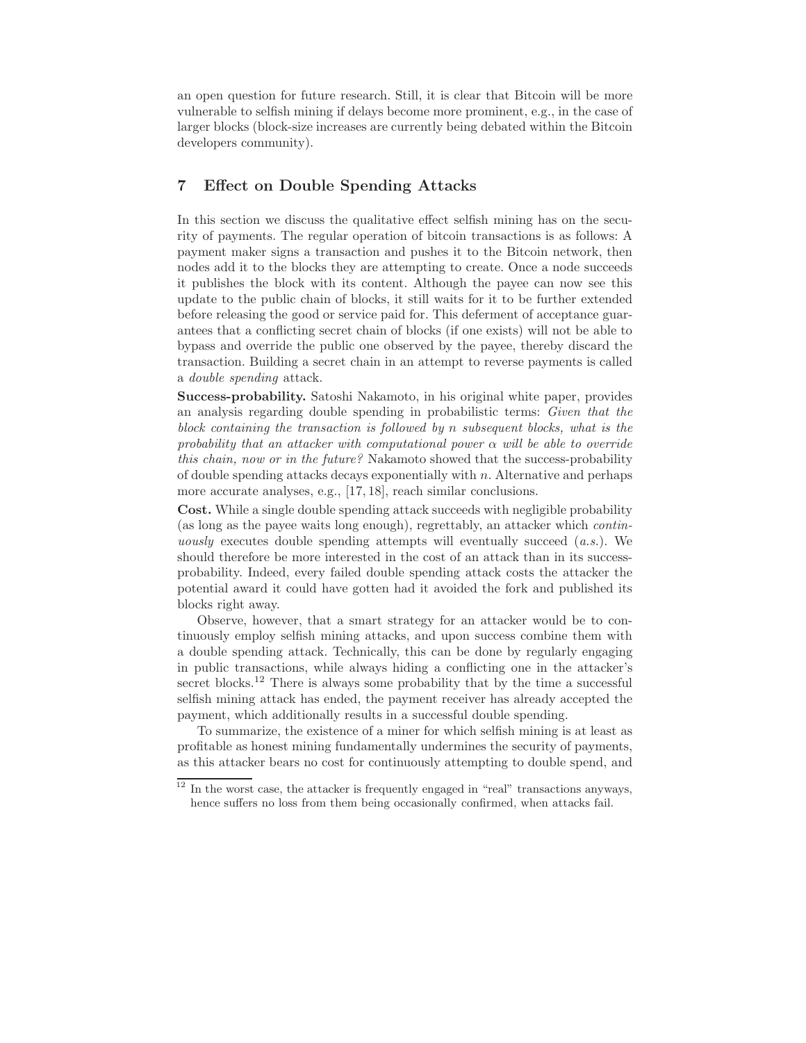an open question for future research. Still, it is clear that Bitcoin will be more vulnerable to selfish mining if delays become more prominent, e.g., in the case of larger blocks (block-size increases are currently being debated within the Bitcoin developers community).

## 7 Effect on Double Spending Attacks

In this section we discuss the qualitative effect selfish mining has on the security of payments. The regular operation of bitcoin transactions is as follows: A payment maker signs a transaction and pushes it to the Bitcoin network, then nodes add it to the blocks they are attempting to create. Once a node succeeds it publishes the block with its content. Although the payee can now see this update to the public chain of blocks, it still waits for it to be further extended before releasing the good or service paid for. This deferment of acceptance guarantees that a conflicting secret chain of blocks (if one exists) will not be able to bypass and override the public one observed by the payee, thereby discard the transaction. Building a secret chain in an attempt to reverse payments is called a *double spending* attack.

**Success-probability.** Satoshi Nakamoto, in his original white paper, provides an analysis regarding double spending in probabilistic terms: *Given that the block containing the transaction is followed by $n$ subsequent blocks, what is the probability that an attacker with computational power $\alpha$ will be able to override this chain, now or in the future?* Nakamoto showed that the success-probability of double spending attacks decays exponentially with $n$. Alternative and perhaps more accurate analyses, e.g., [17, 18], reach similar conclusions.

**Cost.** While a single double spending attack succeeds with negligible probability (as long as the payee waits long enough), regrettably, an attacker which *continuously* executes double spending attempts will eventually succeed (*a.s.*). We should therefore be more interested in the cost of an attack than in its success-probability. Indeed, every failed double spending attack costs the attacker the potential award it could have gotten had it avoided the fork and published its blocks right away.

Observe, however, that a smart strategy for an attacker would be to continuously employ selfish mining attacks, and upon success combine them with a double spending attack. Technically, this can be done by regularly engaging in public transactions, while always hiding a conflicting one in the attacker's secret blocks.[12] There is always some probability that by the time a successful selfish mining attack has ended, the payment receiver has already accepted the payment, which additionally results in a successful double spending.

To summarize, the existence of a miner for which selfish mining is at least as profitable as honest mining fundamentally undermines the security of payments, as this attacker bears no cost for continuously attempting to double spend, and

[12] In the worst case, the attacker is frequently engaged in "real" transactions anyways, hence suffers no loss from them being occasionally confirmed, when attacks fail.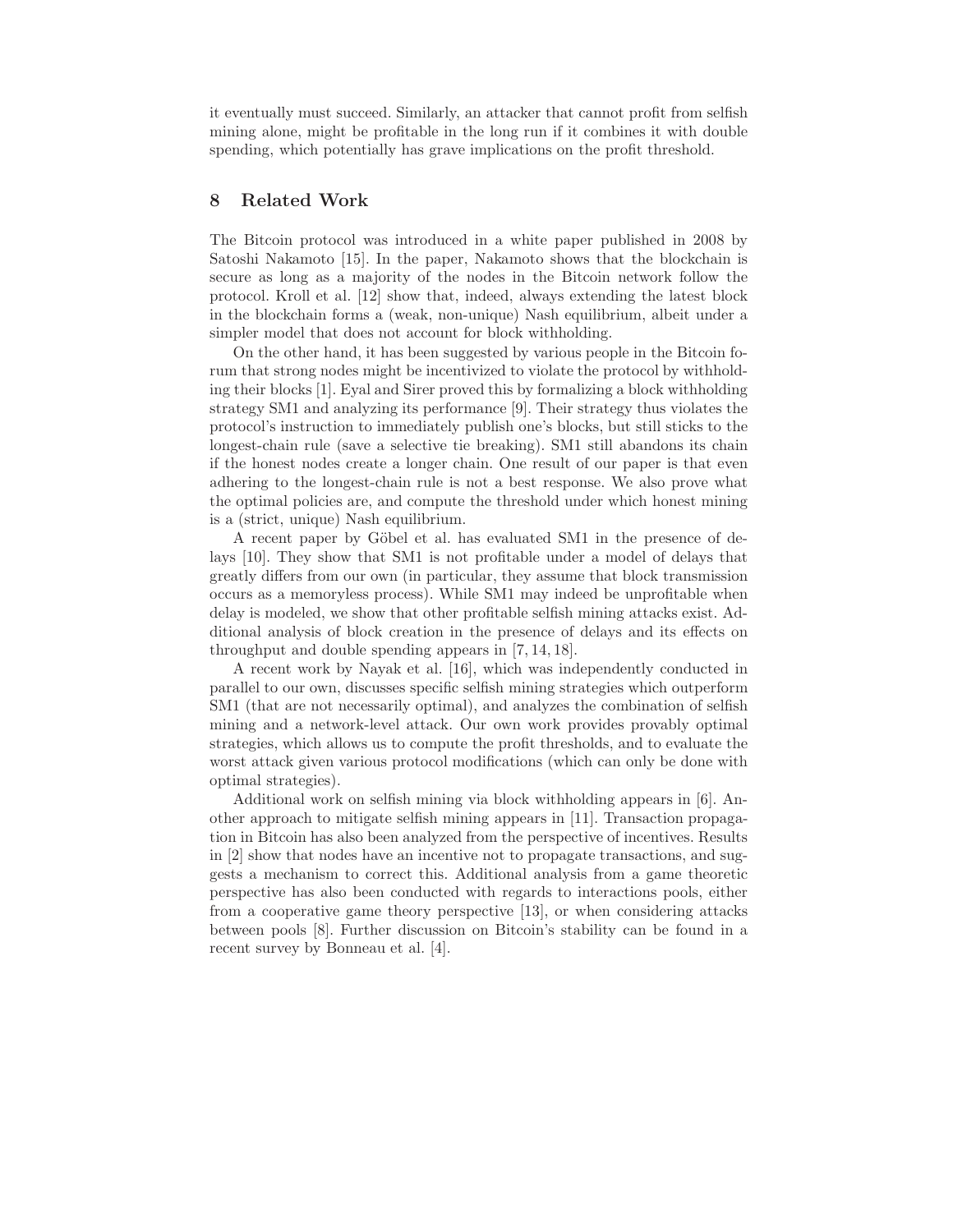it eventually must succeed. Similarly, an attacker that cannot profit from selfish mining alone, might be profitable in the long run if it combines it with double spending, which potentially has grave implications on the profit threshold.

## 8 Related Work

The Bitcoin protocol was introduced in a white paper published in 2008 by Satoshi Nakamoto [15]. In the paper, Nakamoto shows that the blockchain is secure as long as a majority of the nodes in the Bitcoin network follow the protocol. Kroll et al. [12] show that, indeed, always extending the latest block in the blockchain forms a (weak, non-unique) Nash equilibrium, albeit under a simpler model that does not account for block withholding.

On the other hand, it has been suggested by various people in the Bitcoin forum that strong nodes might be incentivized to violate the protocol by withholding their blocks [1]. Eyal and Sirer proved this by formalizing a block withholding strategy SM1 and analyzing its performance [9]. Their strategy thus violates the protocol's instruction to immediately publish one's blocks, but still sticks to the longest-chain rule (save a selective tie breaking). SM1 still abandons its chain if the honest nodes create a longer chain. One result of our paper is that even adhering to the longest-chain rule is not a best response. We also prove what the optimal policies are, and compute the threshold under which honest mining is a (strict, unique) Nash equilibrium.

A recent paper by Göbel et al. has evaluated SM1 in the presence of delays [10]. They show that SM1 is not profitable under a model of delays that greatly differs from our own (in particular, they assume that block transmission occurs as a memoryless process). While SM1 may indeed be unprofitable when delay is modeled, we show that other profitable selfish mining attacks exist. Additional analysis of block creation in the presence of delays and its effects on throughput and double spending appears in [7, 14, 18].

A recent work by Nayak et al. [16], which was independently conducted in parallel to our own, discusses specific selfish mining strategies which outperform SM1 (that are not necessarily optimal), and analyzes the combination of selfish mining and a network-level attack. Our own work provides provably optimal strategies, which allows us to compute the profit thresholds, and to evaluate the worst attack given various protocol modifications (which can only be done with optimal strategies).

Additional work on selfish mining via block withholding appears in [6]. Another approach to mitigate selfish mining appears in [11]. Transaction propagation in Bitcoin has also been analyzed from the perspective of incentives. Results in [2] show that nodes have an incentive not to propagate transactions, and suggests a mechanism to correct this. Additional analysis from a game theoretic perspective has also been conducted with regards to interactions pools, either from a cooperative game theory perspective [13], or when considering attacks between pools [8]. Further discussion on Bitcoin's stability can be found in a recent survey by Bonneau et al. [4].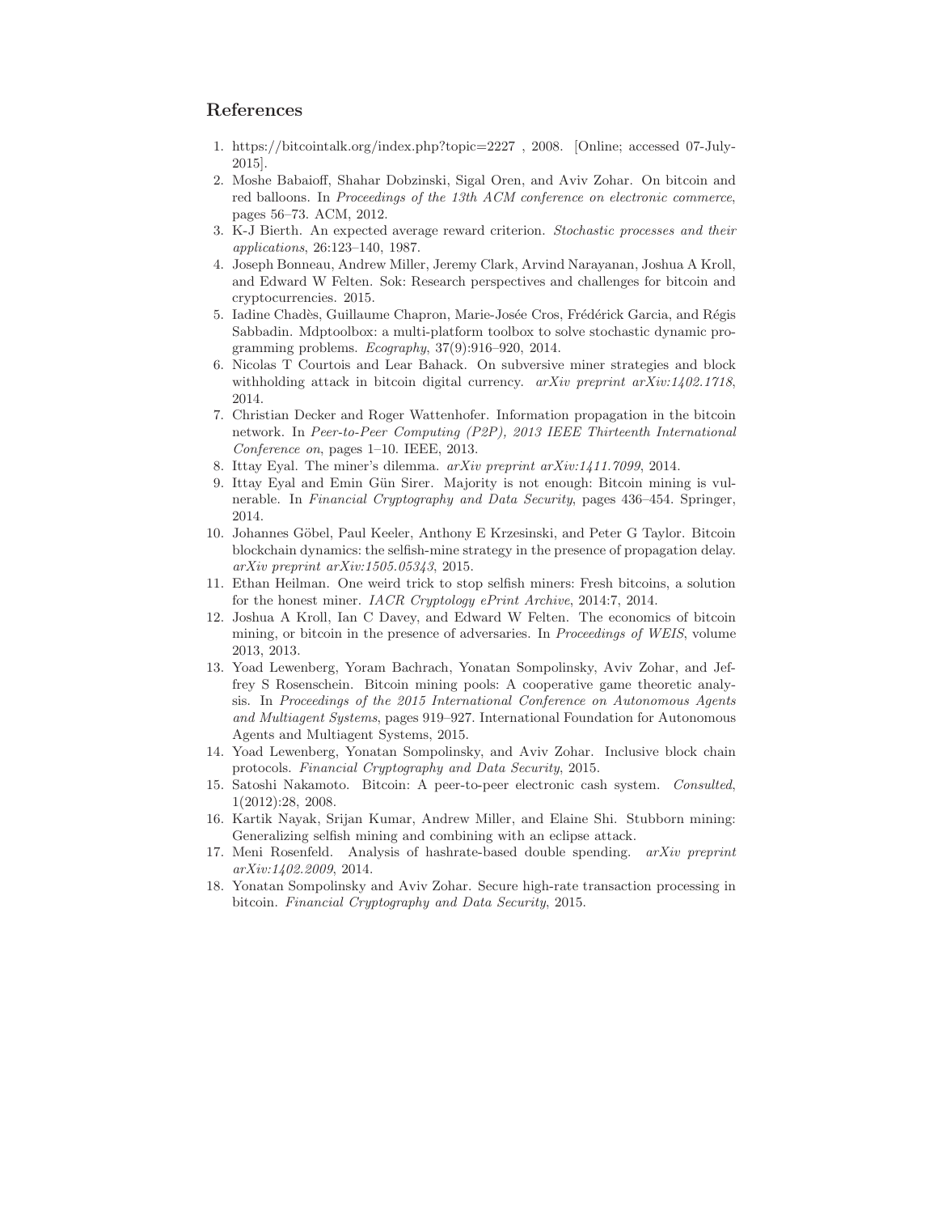## References

1. https://bitcointalk.org/index.php?topic=2227 , 2008. [Online; accessed 07-July-2015].
2. Moshe Babaioff, Shahar Dobzinski, Sigal Oren, and Aviv Zohar. On bitcoin and red balloons. In *Proceedings of the 13th ACM conference on electronic commerce*, pages 56–73. ACM, 2012.
3. K-J Bierth. An expected average reward criterion. *Stochastic processes and their applications*, 26:123–140, 1987.
4. Joseph Bonneau, Andrew Miller, Jeremy Clark, Arvind Narayanan, Joshua A Kroll, and Edward W Felten. Sok: Research perspectives and challenges for bitcoin and cryptocurrencies. 2015.
5. Iadine Chadès, Guillaume Chapron, Marie-Josée Cros, Frédérick Garcia, and Régis Sabbadin. Mdptoolbox: a multi-platform toolbox to solve stochastic dynamic programming problems. *Ecography*, 37(9):916–920, 2014.
6. Nicolas T Courtois and Lear Bahack. On subversive miner strategies and block withholding attack in bitcoin digital currency. *arXiv preprint arXiv:1402.1718*, 2014.
7. Christian Decker and Roger Wattenhofer. Information propagation in the bitcoin network. In *Peer-to-Peer Computing (P2P), 2013 IEEE Thirteenth International Conference on*, pages 1–10. IEEE, 2013.
8. Ittay Eyal. The miner's dilemma. *arXiv preprint arXiv:1411.7099*, 2014.
9. Ittay Eyal and Emin Gün Sirer. Majority is not enough: Bitcoin mining is vulnerable. In *Financial Cryptography and Data Security*, pages 436–454. Springer, 2014.
10. Johannes Göbel, Paul Keeler, Anthony E Krzesinski, and Peter G Taylor. Bitcoin blockchain dynamics: the selfish-mine strategy in the presence of propagation delay. *arXiv preprint arXiv:1505.05343*, 2015.
11. Ethan Heilman. One weird trick to stop selfish miners: Fresh bitcoins, a solution for the honest miner. *IACR Cryptology ePrint Archive*, 2014:7, 2014.
12. Joshua A Kroll, Ian C Davey, and Edward W Felten. The economics of bitcoin mining, or bitcoin in the presence of adversaries. In *Proceedings of WEIS*, volume 2013, 2013.
13. Yoad Lewenberg, Yoram Bachrach, Yonatan Sompolinsky, Aviv Zohar, and Jeffrey S Rosenschein. Bitcoin mining pools: A cooperative game theoretic analysis. In *Proceedings of the 2015 International Conference on Autonomous Agents and Multiagent Systems*, pages 919–927. International Foundation for Autonomous Agents and Multiagent Systems, 2015.
14. Yoad Lewenberg, Yonatan Sompolinsky, and Aviv Zohar. Inclusive block chain protocols. *Financial Cryptography and Data Security*, 2015.
15. Satoshi Nakamoto. Bitcoin: A peer-to-peer electronic cash system. *Consulted*, 1(2012):28, 2008.
16. Kartik Nayak, Srijan Kumar, Andrew Miller, and Elaine Shi. Stubborn mining: Generalizing selfish mining and combining with an eclipse attack.
17. Meni Rosenfeld. Analysis of hashrate-based double spending. *arXiv preprint arXiv:1402.2009*, 2014.
18. Yonatan Sompolinsky and Aviv Zohar. Secure high-rate transaction processing in bitcoin. *Financial Cryptography and Data Security*, 2015.